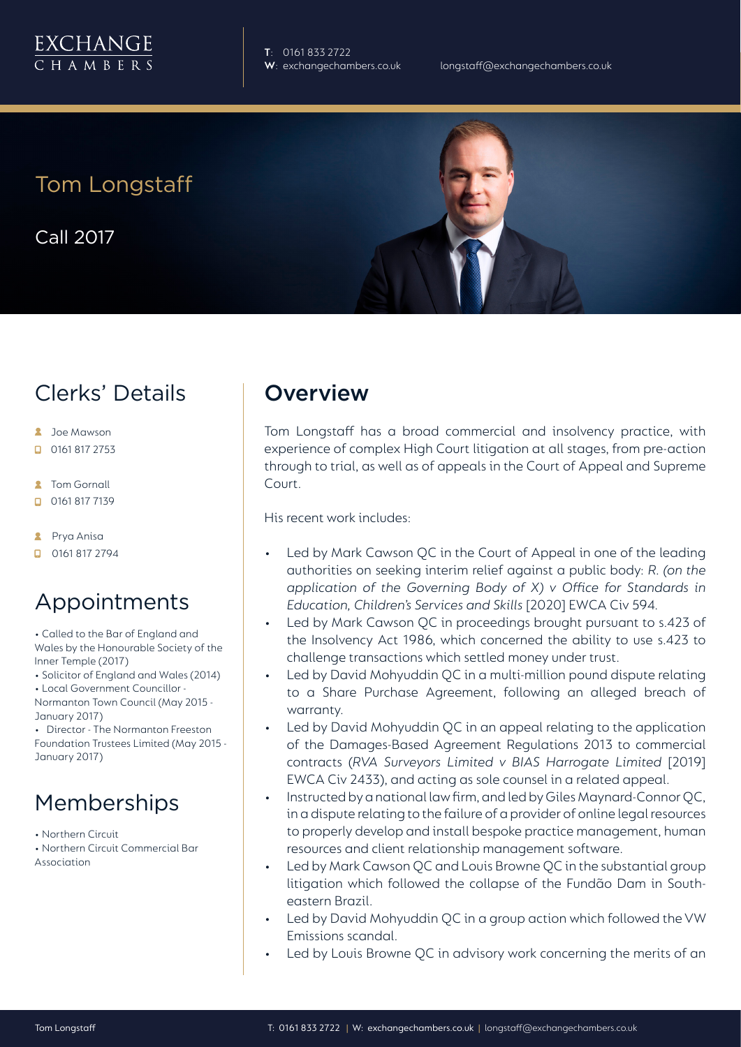EXCHANGE CHAMBERS

**T**: 0161 833 2722
**W**: exchangechambers.co.uk
longstaff@exchangechambers.co.uk

# Tom Longstaff

Call 2017

## Clerks' Details

- Joe Mawson
- 0161 817 2753
- Tom Gornall
- 0161 817 7139
- Prya Anisa
- 0161 817 2794

## Appointments

- Called to the Bar of England and Wales by the Honourable Society of the Inner Temple (2017)
- Solicitor of England and Wales (2014)
- Local Government Councillor - Normanton Town Council (May 2015 - January 2017)
- Director - The Normanton Freeston Foundation Trustees Limited (May 2015 - January 2017)

## Memberships

- Northern Circuit
- Northern Circuit Commercial Bar Association

## Overview

Tom Longstaff has a broad commercial and insolvency practice, with experience of complex High Court litigation at all stages, from pre-action through to trial, as well as of appeals in the Court of Appeal and Supreme Court.

His recent work includes:

- Led by Mark Cawson QC in the Court of Appeal in one of the leading authorities on seeking interim relief against a public body: *R. (on the application of the Governing Body of X) v Office for Standards in Education, Children's Services and Skills* [2020] EWCA Civ 594.
- Led by Mark Cawson QC in proceedings brought pursuant to s.423 of the Insolvency Act 1986, which concerned the ability to use s.423 to challenge transactions which settled money under trust.
- Led by David Mohyuddin QC in a multi-million pound dispute relating to a Share Purchase Agreement, following an alleged breach of warranty.
- Led by David Mohyuddin QC in an appeal relating to the application of the Damages-Based Agreement Regulations 2013 to commercial contracts (*RVA Surveyors Limited v BIAS Harrogate Limited* [2019] EWCA Civ 2433), and acting as sole counsel in a related appeal.
- Instructed by a national law firm, and led by Giles Maynard-Connor QC, in a dispute relating to the failure of a provider of online legal resources to properly develop and install bespoke practice management, human resources and client relationship management software.
- Led by Mark Cawson QC and Louis Browne QC in the substantial group litigation which followed the collapse of the Fundão Dam in South-eastern Brazil.
- Led by David Mohyuddin QC in a group action which followed the VW Emissions scandal.
- Led by Louis Browne QC in advisory work concerning the merits of an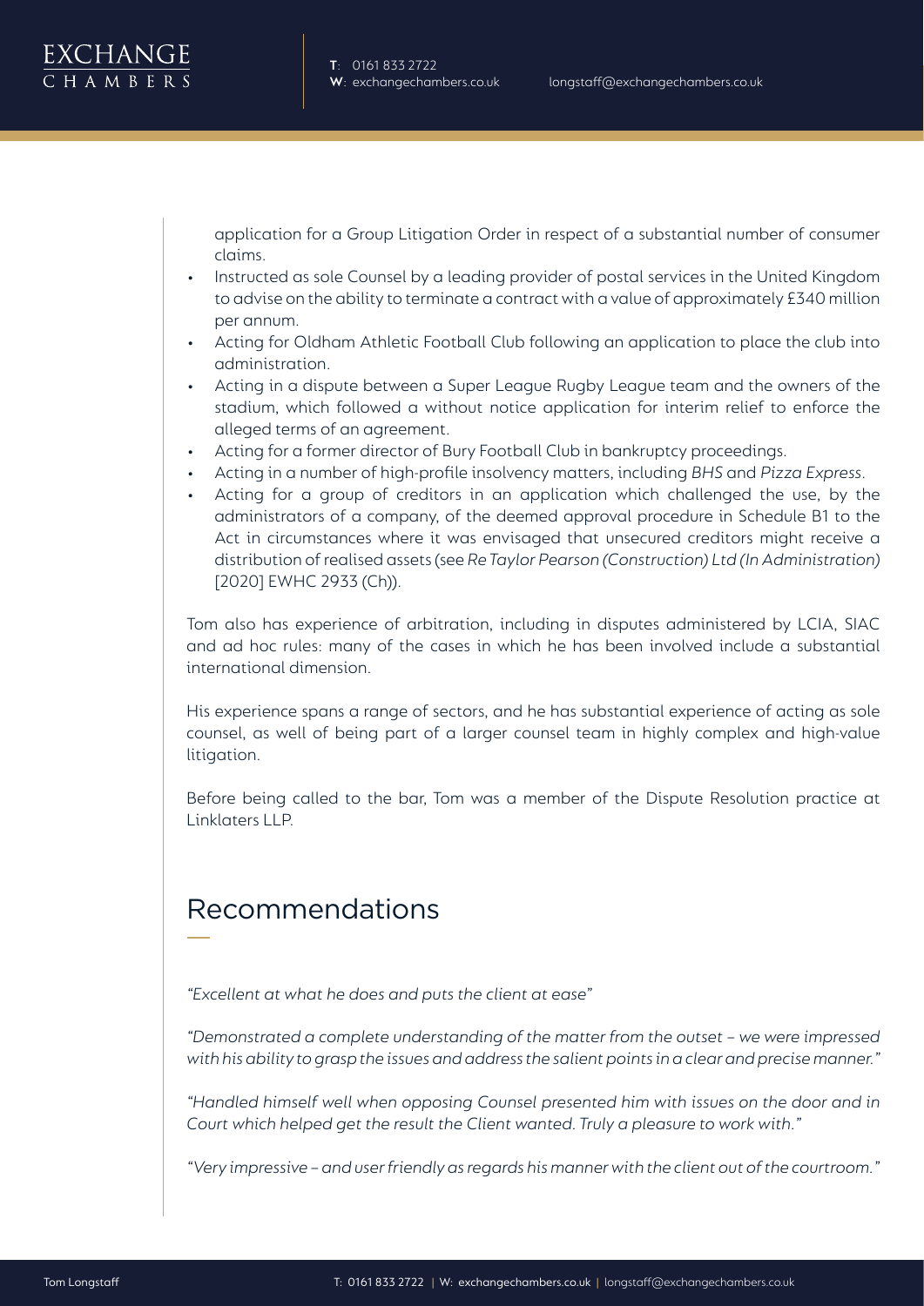application for a Group Litigation Order in respect of a substantial number of consumer claims.

- Instructed as sole Counsel by a leading provider of postal services in the United Kingdom to advise on the ability to terminate a contract with a value of approximately £340 million per annum.
- Acting for Oldham Athletic Football Club following an application to place the club into administration.
- Acting in a dispute between a Super League Rugby League team and the owners of the stadium, which followed a without notice application for interim relief to enforce the alleged terms of an agreement.
- Acting for a former director of Bury Football Club in bankruptcy proceedings.
- Acting in a number of high-profile insolvency matters, including *BHS* and *Pizza Express*.
- Acting for a group of creditors in an application which challenged the use, by the administrators of a company, of the deemed approval procedure in Schedule B1 to the Act in circumstances where it was envisaged that unsecured creditors might receive a distribution of realised assets (see *Re Taylor Pearson (Construction) Ltd (In Administration)* [2020] EWHC 2933 (Ch)).

Tom also has experience of arbitration, including in disputes administered by LCIA, SIAC and ad hoc rules: many of the cases in which he has been involved include a substantial international dimension.

His experience spans a range of sectors, and he has substantial experience of acting as sole counsel, as well of being part of a larger counsel team in highly complex and high-value litigation.

Before being called to the bar, Tom was a member of the Dispute Resolution practice at Linklaters LLP.

## Recommendations

*"Excellent at what he does and puts the client at ease"*

*"Demonstrated a complete understanding of the matter from the outset – we were impressed with his ability to grasp the issues and address the salient points in a clear and precise manner."*

*"Handled himself well when opposing Counsel presented him with issues on the door and in Court which helped get the result the Client wanted. Truly a pleasure to work with."*

*"Very impressive – and user friendly as regards his manner with the client out of the courtroom."*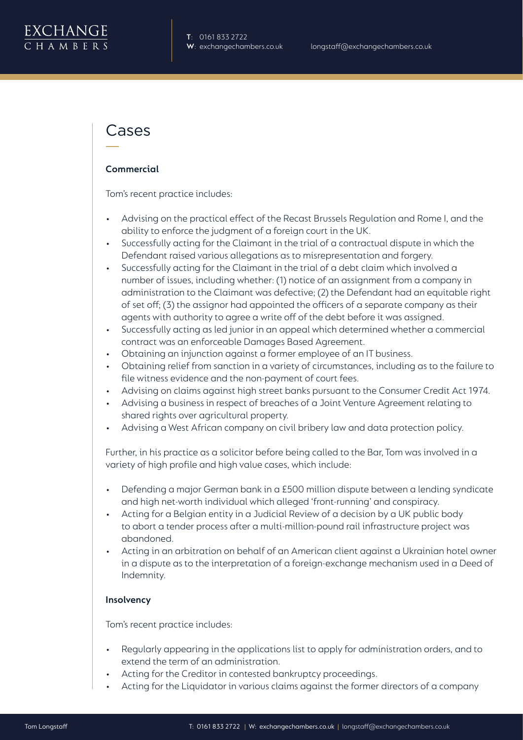# Cases

### Commercial

Tom's recent practice includes:

- Advising on the practical effect of the Recast Brussels Regulation and Rome I, and the ability to enforce the judgment of a foreign court in the UK.
- Successfully acting for the Claimant in the trial of a contractual dispute in which the Defendant raised various allegations as to misrepresentation and forgery.
- Successfully acting for the Claimant in the trial of a debt claim which involved a number of issues, including whether: (1) notice of an assignment from a company in administration to the Claimant was defective; (2) the Defendant had an equitable right of set off; (3) the assignor had appointed the officers of a separate company as their agents with authority to agree a write off of the debt before it was assigned.
- Successfully acting as led junior in an appeal which determined whether a commercial contract was an enforceable Damages Based Agreement.
- Obtaining an injunction against a former employee of an IT business.
- Obtaining relief from sanction in a variety of circumstances, including as to the failure to file witness evidence and the non-payment of court fees.
- Advising on claims against high street banks pursuant to the Consumer Credit Act 1974.
- Advising a business in respect of breaches of a Joint Venture Agreement relating to shared rights over agricultural property.
- Advising a West African company on civil bribery law and data protection policy.

Further, in his practice as a solicitor before being called to the Bar, Tom was involved in a variety of high profile and high value cases, which include:

- Defending a major German bank in a £500 million dispute between a lending syndicate and high net-worth individual which alleged 'front-running' and conspiracy.
- Acting for a Belgian entity in a Judicial Review of a decision by a UK public body to abort a tender process after a multi-million-pound rail infrastructure project was abandoned.
- Acting in an arbitration on behalf of an American client against a Ukrainian hotel owner in a dispute as to the interpretation of a foreign-exchange mechanism used in a Deed of Indemnity.

### Insolvency

Tom's recent practice includes:

- Regularly appearing in the applications list to apply for administration orders, and to extend the term of an administration.
- Acting for the Creditor in contested bankruptcy proceedings.
- Acting for the Liquidator in various claims against the former directors of a company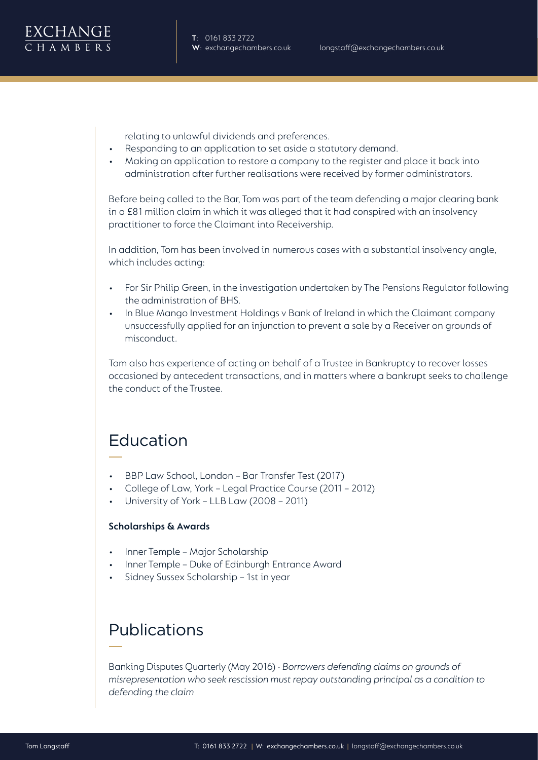relating to unlawful dividends and preferences.
- Responding to an application to set aside a statutory demand.
- Making an application to restore a company to the register and place it back into administration after further realisations were received by former administrators.

Before being called to the Bar, Tom was part of the team defending a major clearing bank in a £81 million claim in which it was alleged that it had conspired with an insolvency practitioner to force the Claimant into Receivership.

In addition, Tom has been involved in numerous cases with a substantial insolvency angle, which includes acting:

- For Sir Philip Green, in the investigation undertaken by The Pensions Regulator following the administration of BHS.
- In Blue Mango Investment Holdings v Bank of Ireland in which the Claimant company unsuccessfully applied for an injunction to prevent a sale by a Receiver on grounds of misconduct.

Tom also has experience of acting on behalf of a Trustee in Bankruptcy to recover losses occasioned by antecedent transactions, and in matters where a bankrupt seeks to challenge the conduct of the Trustee.

## Education

- BBP Law School, London – Bar Transfer Test (2017)
- College of Law, York – Legal Practice Course (2011 – 2012)
- University of York – LLB Law (2008 – 2011)

### Scholarships & Awards

- Inner Temple – Major Scholarship
- Inner Temple – Duke of Edinburgh Entrance Award
- Sidney Sussex Scholarship – 1st in year

## Publications

Banking Disputes Quarterly (May 2016) - *Borrowers defending claims on grounds of misrepresentation who seek rescission must repay outstanding principal as a condition to defending the claim*